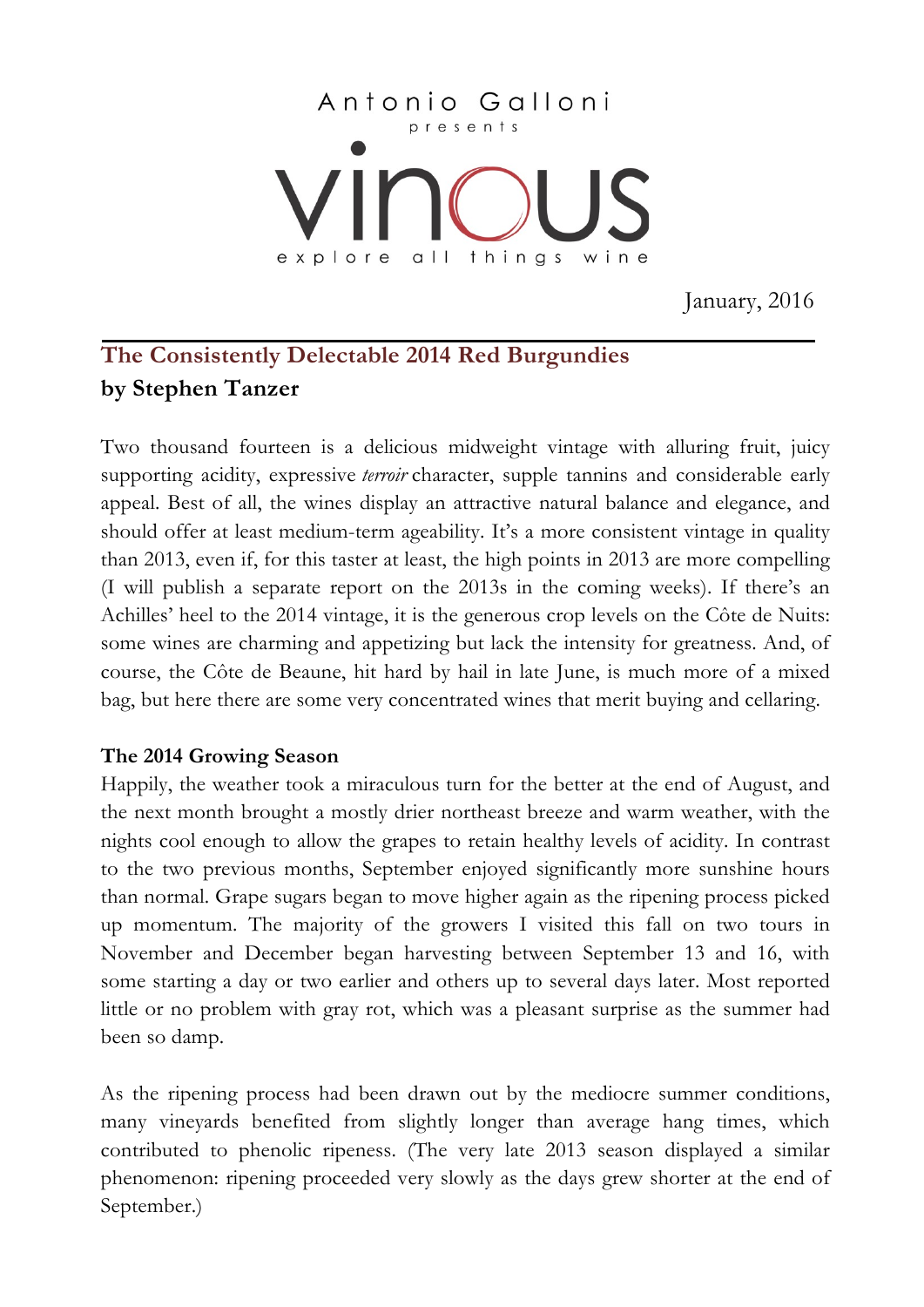Antonio Galloni presents

vinous

explore all things wine

January, 2016

## The Consistently Delectable 2014 Red Burgundies
**by Stephen Tanzer**

Two thousand fourteen is a delicious midweight vintage with alluring fruit, juicy supporting acidity, expressive *terroir* character, supple tannins and considerable early appeal. Best of all, the wines display an attractive natural balance and elegance, and should offer at least medium-term ageability. It's a more consistent vintage in quality than 2013, even if, for this taster at least, the high points in 2013 are more compelling (I will publish a separate report on the 2013s in the coming weeks). If there's an Achilles' heel to the 2014 vintage, it is the generous crop levels on the Côte de Nuits: some wines are charming and appetizing but lack the intensity for greatness. And, of course, the Côte de Beaune, hit hard by hail in late June, is much more of a mixed bag, but here there are some very concentrated wines that merit buying and cellaring.

### The 2014 Growing Season

Happily, the weather took a miraculous turn for the better at the end of August, and the next month brought a mostly drier northeast breeze and warm weather, with the nights cool enough to allow the grapes to retain healthy levels of acidity. In contrast to the two previous months, September enjoyed significantly more sunshine hours than normal. Grape sugars began to move higher again as the ripening process picked up momentum. The majority of the growers I visited this fall on two tours in November and December began harvesting between September 13 and 16, with some starting a day or two earlier and others up to several days later. Most reported little or no problem with gray rot, which was a pleasant surprise as the summer had been so damp.

As the ripening process had been drawn out by the mediocre summer conditions, many vineyards benefited from slightly longer than average hang times, which contributed to phenolic ripeness. (The very late 2013 season displayed a similar phenomenon: ripening proceeded very slowly as the days grew shorter at the end of September.)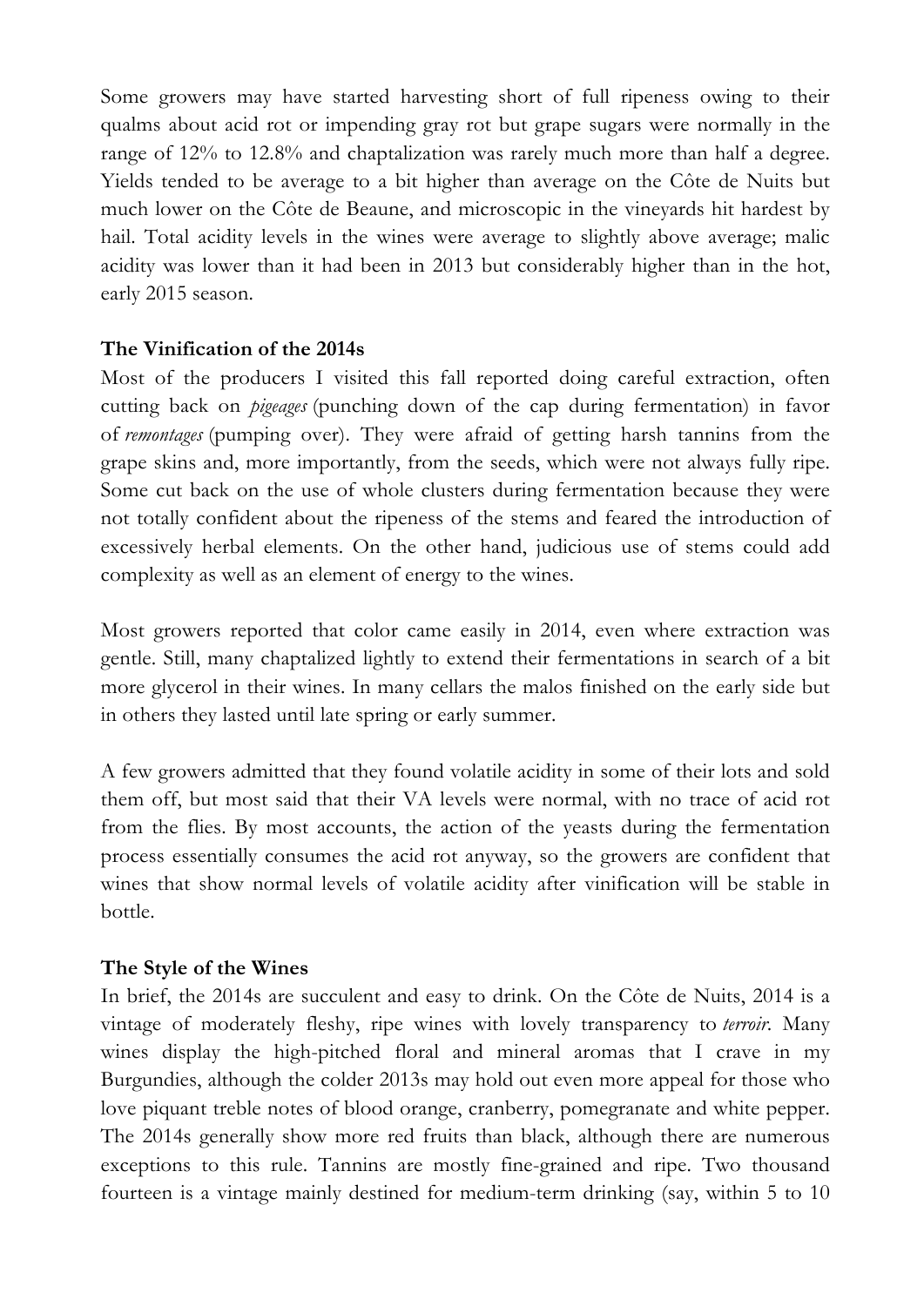Some growers may have started harvesting short of full ripeness owing to their qualms about acid rot or impending gray rot but grape sugars were normally in the range of 12% to 12.8% and chaptalization was rarely much more than half a degree. Yields tended to be average to a bit higher than average on the Côte de Nuits but much lower on the Côte de Beaune, and microscopic in the vineyards hit hardest by hail. Total acidity levels in the wines were average to slightly above average; malic acidity was lower than it had been in 2013 but considerably higher than in the hot, early 2015 season.

**The Vinification of the 2014s**

Most of the producers I visited this fall reported doing careful extraction, often cutting back on *pigeages* (punching down of the cap during fermentation) in favor of *remontages* (pumping over). They were afraid of getting harsh tannins from the grape skins and, more importantly, from the seeds, which were not always fully ripe. Some cut back on the use of whole clusters during fermentation because they were not totally confident about the ripeness of the stems and feared the introduction of excessively herbal elements. On the other hand, judicious use of stems could add complexity as well as an element of energy to the wines.

Most growers reported that color came easily in 2014, even where extraction was gentle. Still, many chaptalized lightly to extend their fermentations in search of a bit more glycerol in their wines. In many cellars the malos finished on the early side but in others they lasted until late spring or early summer.

A few growers admitted that they found volatile acidity in some of their lots and sold them off, but most said that their VA levels were normal, with no trace of acid rot from the flies. By most accounts, the action of the yeasts during the fermentation process essentially consumes the acid rot anyway, so the growers are confident that wines that show normal levels of volatile acidity after vinification will be stable in bottle.

**The Style of the Wines**

In brief, the 2014s are succulent and easy to drink. On the Côte de Nuits, 2014 is a vintage of moderately fleshy, ripe wines with lovely transparency to *terroir*. Many wines display the high-pitched floral and mineral aromas that I crave in my Burgundies, although the colder 2013s may hold out even more appeal for those who love piquant treble notes of blood orange, cranberry, pomegranate and white pepper. The 2014s generally show more red fruits than black, although there are numerous exceptions to this rule. Tannins are mostly fine-grained and ripe. Two thousand fourteen is a vintage mainly destined for medium-term drinking (say, within 5 to 10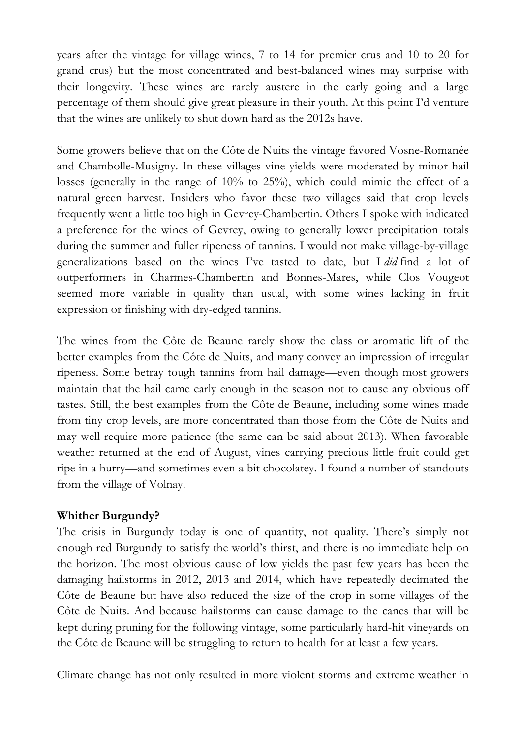years after the vintage for village wines, 7 to 14 for premier crus and 10 to 20 for grand crus) but the most concentrated and best-balanced wines may surprise with their longevity. These wines are rarely austere in the early going and a large percentage of them should give great pleasure in their youth. At this point I'd venture that the wines are unlikely to shut down hard as the 2012s have.

Some growers believe that on the Côte de Nuits the vintage favored Vosne-Romanée and Chambolle-Musigny. In these villages vine yields were moderated by minor hail losses (generally in the range of 10% to 25%), which could mimic the effect of a natural green harvest. Insiders who favor these two villages said that crop levels frequently went a little too high in Gevrey-Chambertin. Others I spoke with indicated a preference for the wines of Gevrey, owing to generally lower precipitation totals during the summer and fuller ripeness of tannins. I would not make village-by-village generalizations based on the wines I've tasted to date, but I *did* find a lot of outperformers in Charmes-Chambertin and Bonnes-Mares, while Clos Vougeot seemed more variable in quality than usual, with some wines lacking in fruit expression or finishing with dry-edged tannins.

The wines from the Côte de Beaune rarely show the class or aromatic lift of the better examples from the Côte de Nuits, and many convey an impression of irregular ripeness. Some betray tough tannins from hail damage—even though most growers maintain that the hail came early enough in the season not to cause any obvious off tastes. Still, the best examples from the Côte de Beaune, including some wines made from tiny crop levels, are more concentrated than those from the Côte de Nuits and may well require more patience (the same can be said about 2013). When favorable weather returned at the end of August, vines carrying precious little fruit could get ripe in a hurry—and sometimes even a bit chocolatey. I found a number of standouts from the village of Volnay.

**Whither Burgundy?**

The crisis in Burgundy today is one of quantity, not quality. There's simply not enough red Burgundy to satisfy the world's thirst, and there is no immediate help on the horizon. The most obvious cause of low yields the past few years has been the damaging hailstorms in 2012, 2013 and 2014, which have repeatedly decimated the Côte de Beaune but have also reduced the size of the crop in some villages of the Côte de Nuits. And because hailstorms can cause damage to the canes that will be kept during pruning for the following vintage, some particularly hard-hit vineyards on the Côte de Beaune will be struggling to return to health for at least a few years.

Climate change has not only resulted in more violent storms and extreme weather in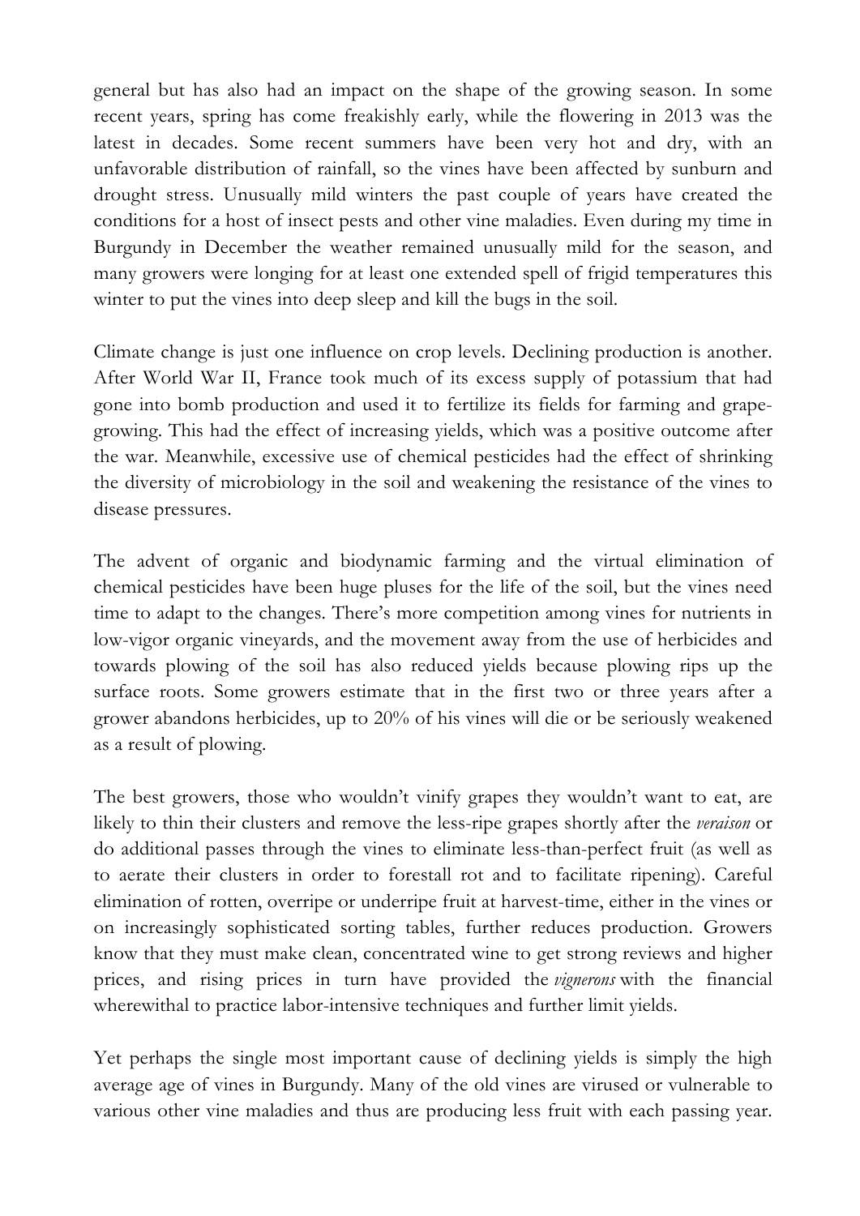general but has also had an impact on the shape of the growing season. In some recent years, spring has come freakishly early, while the flowering in 2013 was the latest in decades. Some recent summers have been very hot and dry, with an unfavorable distribution of rainfall, so the vines have been affected by sunburn and drought stress. Unusually mild winters the past couple of years have created the conditions for a host of insect pests and other vine maladies. Even during my time in Burgundy in December the weather remained unusually mild for the season, and many growers were longing for at least one extended spell of frigid temperatures this winter to put the vines into deep sleep and kill the bugs in the soil.

Climate change is just one influence on crop levels. Declining production is another. After World War II, France took much of its excess supply of potassium that had gone into bomb production and used it to fertilize its fields for farming and grape-growing. This had the effect of increasing yields, which was a positive outcome after the war. Meanwhile, excessive use of chemical pesticides had the effect of shrinking the diversity of microbiology in the soil and weakening the resistance of the vines to disease pressures.

The advent of organic and biodynamic farming and the virtual elimination of chemical pesticides have been huge pluses for the life of the soil, but the vines need time to adapt to the changes. There's more competition among vines for nutrients in low-vigor organic vineyards, and the movement away from the use of herbicides and towards plowing of the soil has also reduced yields because plowing rips up the surface roots. Some growers estimate that in the first two or three years after a grower abandons herbicides, up to 20% of his vines will die or be seriously weakened as a result of plowing.

The best growers, those who wouldn't vinify grapes they wouldn't want to eat, are likely to thin their clusters and remove the less-ripe grapes shortly after the *veraison* or do additional passes through the vines to eliminate less-than-perfect fruit (as well as to aerate their clusters in order to forestall rot and to facilitate ripening). Careful elimination of rotten, overripe or underripe fruit at harvest-time, either in the vines or on increasingly sophisticated sorting tables, further reduces production. Growers know that they must make clean, concentrated wine to get strong reviews and higher prices, and rising prices in turn have provided the *vignerons* with the financial wherewithal to practice labor-intensive techniques and further limit yields.

Yet perhaps the single most important cause of declining yields is simply the high average age of vines in Burgundy. Many of the old vines are virused or vulnerable to various other vine maladies and thus are producing less fruit with each passing year.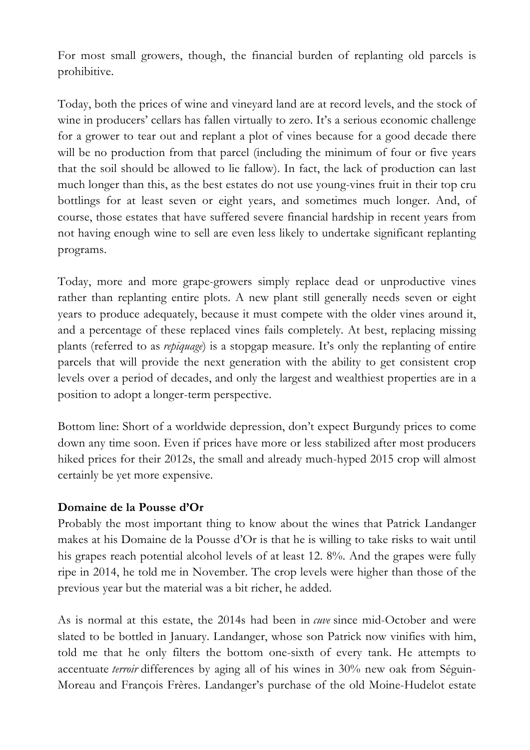For most small growers, though, the financial burden of replanting old parcels is prohibitive.

Today, both the prices of wine and vineyard land are at record levels, and the stock of wine in producers' cellars has fallen virtually to zero. It's a serious economic challenge for a grower to tear out and replant a plot of vines because for a good decade there will be no production from that parcel (including the minimum of four or five years that the soil should be allowed to lie fallow). In fact, the lack of production can last much longer than this, as the best estates do not use young-vines fruit in their top cru bottlings for at least seven or eight years, and sometimes much longer. And, of course, those estates that have suffered severe financial hardship in recent years from not having enough wine to sell are even less likely to undertake significant replanting programs.

Today, more and more grape-growers simply replace dead or unproductive vines rather than replanting entire plots. A new plant still generally needs seven or eight years to produce adequately, because it must compete with the older vines around it, and a percentage of these replaced vines fails completely. At best, replacing missing plants (referred to as *repiquage*) is a stopgap measure. It's only the replanting of entire parcels that will provide the next generation with the ability to get consistent crop levels over a period of decades, and only the largest and wealthiest properties are in a position to adopt a longer-term perspective.

Bottom line: Short of a worldwide depression, don't expect Burgundy prices to come down any time soon. Even if prices have more or less stabilized after most producers hiked prices for their 2012s, the small and already much-hyped 2015 crop will almost certainly be yet more expensive.

**Domaine de la Pousse d'Or**

Probably the most important thing to know about the wines that Patrick Landanger makes at his Domaine de la Pousse d'Or is that he is willing to take risks to wait until his grapes reach potential alcohol levels of at least 12. 8%. And the grapes were fully ripe in 2014, he told me in November. The crop levels were higher than those of the previous year but the material was a bit richer, he added.

As is normal at this estate, the 2014s had been in *cuve* since mid-October and were slated to be bottled in January. Landanger, whose son Patrick now vinifies with him, told me that he only filters the bottom one-sixth of every tank. He attempts to accentuate *terroir* differences by aging all of his wines in 30% new oak from Séguin-Moreau and François Frères. Landanger's purchase of the old Moine-Hudelot estate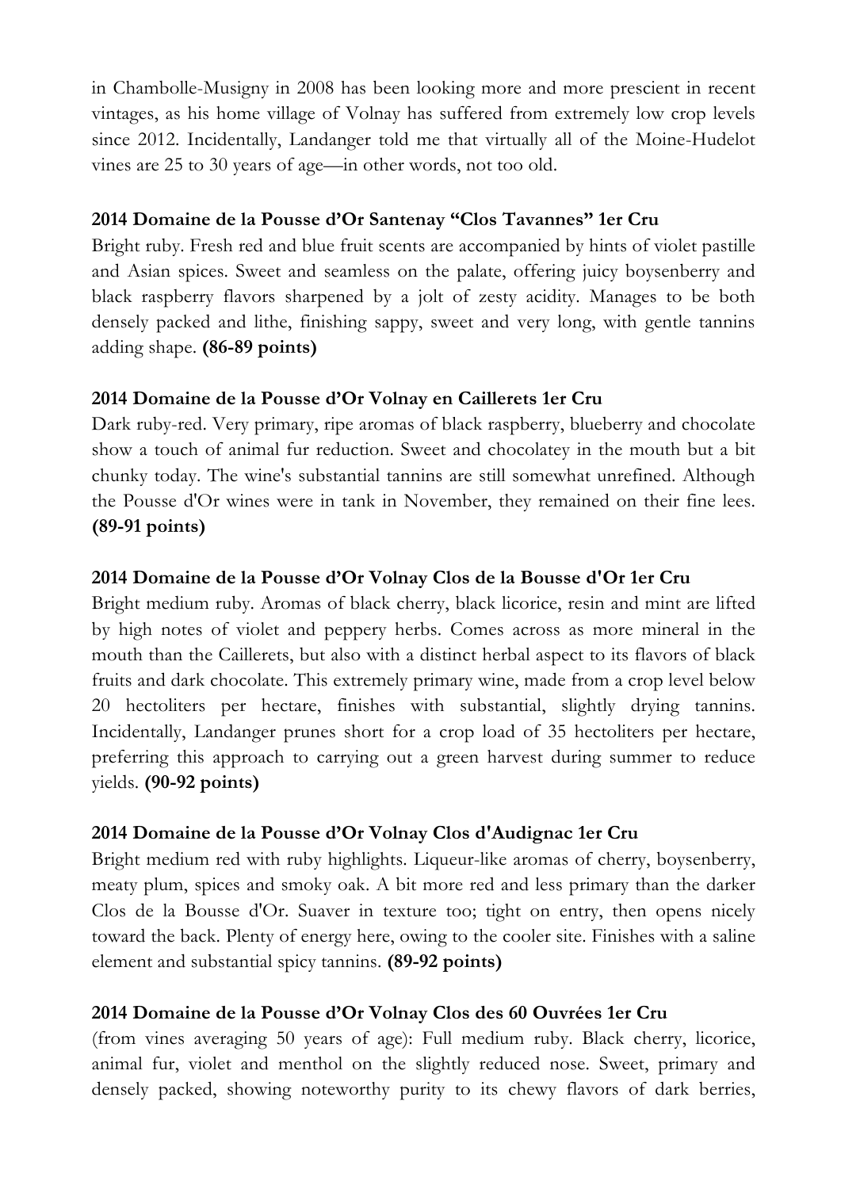in Chambolle-Musigny in 2008 has been looking more and more prescient in recent vintages, as his home village of Volnay has suffered from extremely low crop levels since 2012. Incidentally, Landanger told me that virtually all of the Moine-Hudelot vines are 25 to 30 years of age—in other words, not too old.

**2014 Domaine de la Pousse d'Or Santenay "Clos Tavannes" 1er Cru**
Bright ruby. Fresh red and blue fruit scents are accompanied by hints of violet pastille and Asian spices. Sweet and seamless on the palate, offering juicy boysenberry and black raspberry flavors sharpened by a jolt of zesty acidity. Manages to be both densely packed and lithe, finishing sappy, sweet and very long, with gentle tannins adding shape. **(86-89 points)**

**2014 Domaine de la Pousse d'Or Volnay en Caillerets 1er Cru**
Dark ruby-red. Very primary, ripe aromas of black raspberry, blueberry and chocolate show a touch of animal fur reduction. Sweet and chocolatey in the mouth but a bit chunky today. The wine's substantial tannins are still somewhat unrefined. Although the Pousse d'Or wines were in tank in November, they remained on their fine lees. **(89-91 points)**

**2014 Domaine de la Pousse d'Or Volnay Clos de la Bousse d'Or 1er Cru**
Bright medium ruby. Aromas of black cherry, black licorice, resin and mint are lifted by high notes of violet and peppery herbs. Comes across as more mineral in the mouth than the Caillerets, but also with a distinct herbal aspect to its flavors of black fruits and dark chocolate. This extremely primary wine, made from a crop level below 20 hectoliters per hectare, finishes with substantial, slightly drying tannins. Incidentally, Landanger prunes short for a crop load of 35 hectoliters per hectare, preferring this approach to carrying out a green harvest during summer to reduce yields. **(90-92 points)**

**2014 Domaine de la Pousse d'Or Volnay Clos d'Audignac 1er Cru**
Bright medium red with ruby highlights. Liqueur-like aromas of cherry, boysenberry, meaty plum, spices and smoky oak. A bit more red and less primary than the darker Clos de la Bousse d'Or. Suaver in texture too; tight on entry, then opens nicely toward the back. Plenty of energy here, owing to the cooler site. Finishes with a saline element and substantial spicy tannins. **(89-92 points)**

**2014 Domaine de la Pousse d'Or Volnay Clos des 60 Ouvrées 1er Cru**
(from vines averaging 50 years of age): Full medium ruby. Black cherry, licorice, animal fur, violet and menthol on the slightly reduced nose. Sweet, primary and densely packed, showing noteworthy purity to its chewy flavors of dark berries,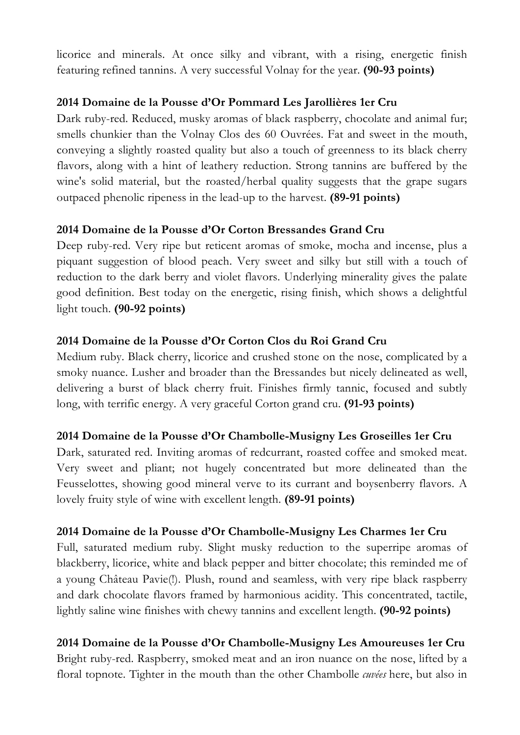licorice and minerals. At once silky and vibrant, with a rising, energetic finish featuring refined tannins. A very successful Volnay for the year. **(90-93 points)**

**2014 Domaine de la Pousse d'Or Pommard Les Jarollières 1er Cru**

Dark ruby-red. Reduced, musky aromas of black raspberry, chocolate and animal fur; smells chunkier than the Volnay Clos des 60 Ouvrées. Fat and sweet in the mouth, conveying a slightly roasted quality but also a touch of greenness to its black cherry flavors, along with a hint of leathery reduction. Strong tannins are buffered by the wine's solid material, but the roasted/herbal quality suggests that the grape sugars outpaced phenolic ripeness in the lead-up to the harvest. **(89-91 points)**

**2014 Domaine de la Pousse d'Or Corton Bressandes Grand Cru**

Deep ruby-red. Very ripe but reticent aromas of smoke, mocha and incense, plus a piquant suggestion of blood peach. Very sweet and silky but still with a touch of reduction to the dark berry and violet flavors. Underlying minerality gives the palate good definition. Best today on the energetic, rising finish, which shows a delightful light touch. **(90-92 points)**

**2014 Domaine de la Pousse d'Or Corton Clos du Roi Grand Cru**

Medium ruby. Black cherry, licorice and crushed stone on the nose, complicated by a smoky nuance. Lusher and broader than the Bressandes but nicely delineated as well, delivering a burst of black cherry fruit. Finishes firmly tannic, focused and subtly long, with terrific energy. A very graceful Corton grand cru. **(91-93 points)**

**2014 Domaine de la Pousse d'Or Chambolle-Musigny Les Groseilles 1er Cru**

Dark, saturated red. Inviting aromas of redcurrant, roasted coffee and smoked meat. Very sweet and pliant; not hugely concentrated but more delineated than the Feusselottes, showing good mineral verve to its currant and boysenberry flavors. A lovely fruity style of wine with excellent length. **(89-91 points)**

**2014 Domaine de la Pousse d'Or Chambolle-Musigny Les Charmes 1er Cru**

Full, saturated medium ruby. Slight musky reduction to the superripe aromas of blackberry, licorice, white and black pepper and bitter chocolate; this reminded me of a young Château Pavie(!). Plush, round and seamless, with very ripe black raspberry and dark chocolate flavors framed by harmonious acidity. This concentrated, tactile, lightly saline wine finishes with chewy tannins and excellent length. **(90-92 points)**

**2014 Domaine de la Pousse d'Or Chambolle-Musigny Les Amoureuses 1er Cru**

Bright ruby-red. Raspberry, smoked meat and an iron nuance on the nose, lifted by a floral topnote. Tighter in the mouth than the other Chambolle *cuvées* here, but also in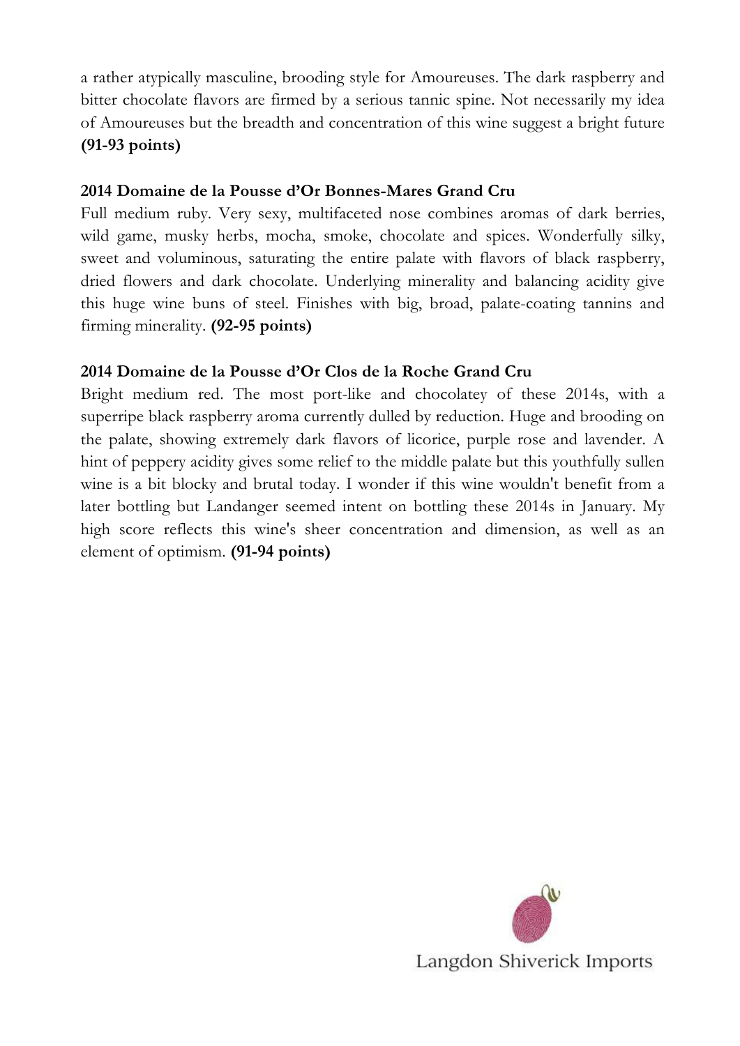a rather atypically masculine, brooding style for Amoureuses. The dark raspberry and bitter chocolate flavors are firmed by a serious tannic spine. Not necessarily my idea of Amoureuses but the breadth and concentration of this wine suggest a bright future **(91-93 points)**

**2014 Domaine de la Pousse d'Or Bonnes-Mares Grand Cru**

Full medium ruby. Very sexy, multifaceted nose combines aromas of dark berries, wild game, musky herbs, mocha, smoke, chocolate and spices. Wonderfully silky, sweet and voluminous, saturating the entire palate with flavors of black raspberry, dried flowers and dark chocolate. Underlying minerality and balancing acidity give this huge wine buns of steel. Finishes with big, broad, palate-coating tannins and firming minerality. **(92-95 points)**

**2014 Domaine de la Pousse d'Or Clos de la Roche Grand Cru**

Bright medium red. The most port-like and chocolatey of these 2014s, with a superripe black raspberry aroma currently dulled by reduction. Huge and brooding on the palate, showing extremely dark flavors of licorice, purple rose and lavender. A hint of peppery acidity gives some relief to the middle palate but this youthfully sullen wine is a bit blocky and brutal today. I wonder if this wine wouldn't benefit from a later bottling but Landanger seemed intent on bottling these 2014s in January. My high score reflects this wine's sheer concentration and dimension, as well as an element of optimism. **(91-94 points)**